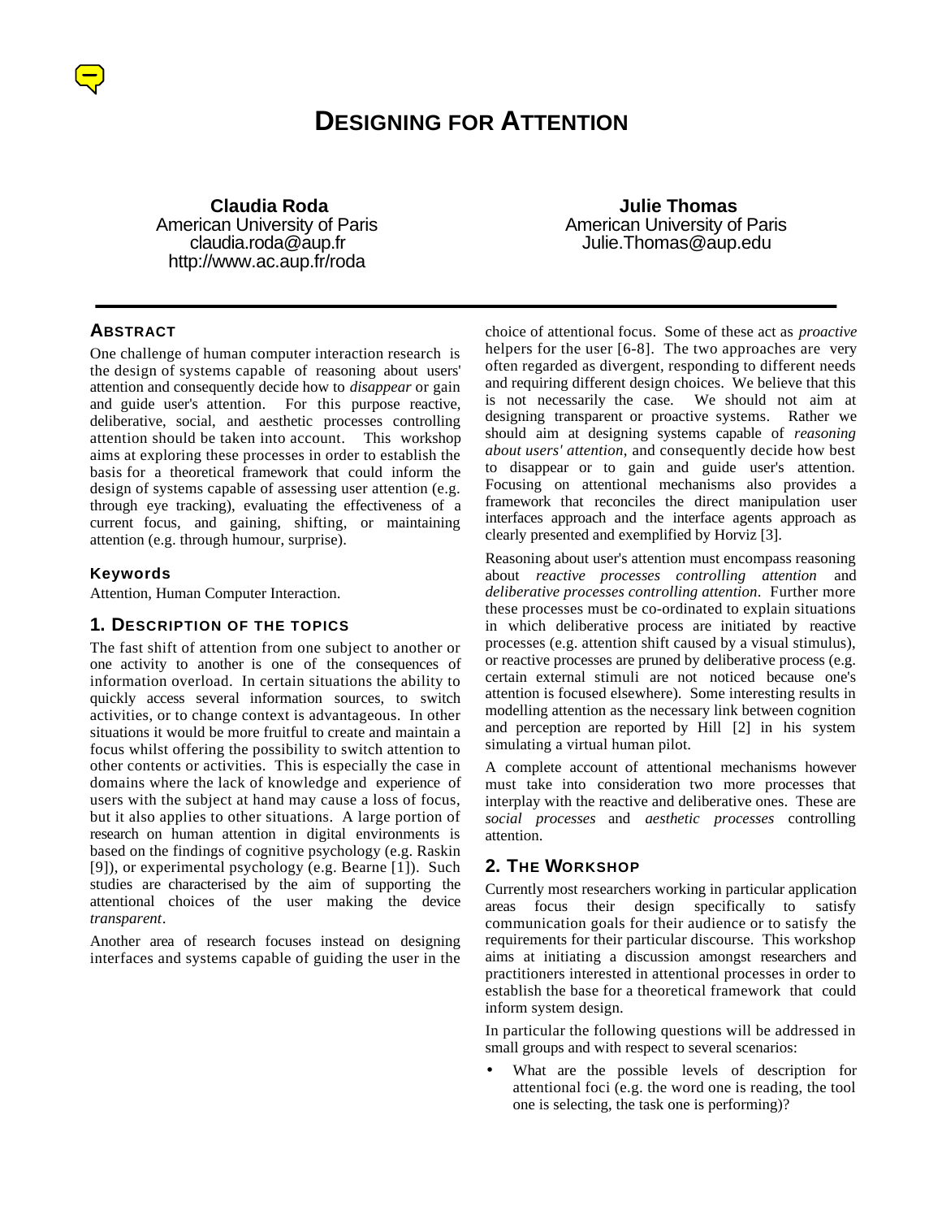# DESIGNING FOR ATTENTION

**Claudia Roda**
American University of Paris
claudia.roda@aup.fr
http://www.ac.aup.fr/roda

**Julie Thomas**
American University of Paris
Julie.Thomas@aup.edu

## ABSTRACT

One challenge of human computer interaction research is the design of systems capable of reasoning about users' attention and consequently decide how to *disappear* or gain and guide user's attention. For this purpose reactive, deliberative, social, and aesthetic processes controlling attention should be taken into account. This workshop aims at exploring these processes in order to establish the basis for a theoretical framework that could inform the design of systems capable of assessing user attention (e.g. through eye tracking), evaluating the effectiveness of a current focus, and gaining, shifting, or maintaining attention (e.g. through humour, surprise).

### Keywords

Attention, Human Computer Interaction.

## 1. DESCRIPTION OF THE TOPICS

The fast shift of attention from one subject to another or one activity to another is one of the consequences of information overload. In certain situations the ability to quickly access several information sources, to switch activities, or to change context is advantageous. In other situations it would be more fruitful to create and maintain a focus whilst offering the possibility to switch attention to other contents or activities. This is especially the case in domains where the lack of knowledge and experience of users with the subject at hand may cause a loss of focus, but it also applies to other situations. A large portion of research on human attention in digital environments is based on the findings of cognitive psychology (e.g. Raskin [9]), or experimental psychology (e.g. Bearne [1]). Such studies are characterised by the aim of supporting the attentional choices of the user making the device *transparent*.

Another area of research focuses instead on designing interfaces and systems capable of guiding the user in the choice of attentional focus. Some of these act as *proactive* helpers for the user [6-8]. The two approaches are very often regarded as divergent, responding to different needs and requiring different design choices. We believe that this is not necessarily the case. We should not aim at designing transparent or proactive systems. Rather we should aim at designing systems capable of *reasoning about users' attention*, and consequently decide how best to disappear or to gain and guide user's attention. Focusing on attentional mechanisms also provides a framework that reconciles the direct manipulation user interfaces approach and the interface agents approach as clearly presented and exemplified by Horviz [3].

Reasoning about user's attention must encompass reasoning about *reactive processes controlling attention* and *deliberative processes controlling attention*. Further more these processes must be co-ordinated to explain situations in which deliberative process are initiated by reactive processes (e.g. attention shift caused by a visual stimulus), or reactive processes are pruned by deliberative process (e.g. certain external stimuli are not noticed because one's attention is focused elsewhere). Some interesting results in modelling attention as the necessary link between cognition and perception are reported by Hill [2] in his system simulating a virtual human pilot.

A complete account of attentional mechanisms however must take into consideration two more processes that interplay with the reactive and deliberative ones. These are *social processes* and *aesthetic processes* controlling attention.

## 2. THE WORKSHOP

Currently most researchers working in particular application areas focus their design specifically to satisfy communication goals for their audience or to satisfy the requirements for their particular discourse. This workshop aims at initiating a discussion amongst researchers and practitioners interested in attentional processes in order to establish the base for a theoretical framework that could inform system design.

In particular the following questions will be addressed in small groups and with respect to several scenarios:

- What are the possible levels of description for attentional foci (e.g. the word one is reading, the tool one is selecting, the task one is performing)?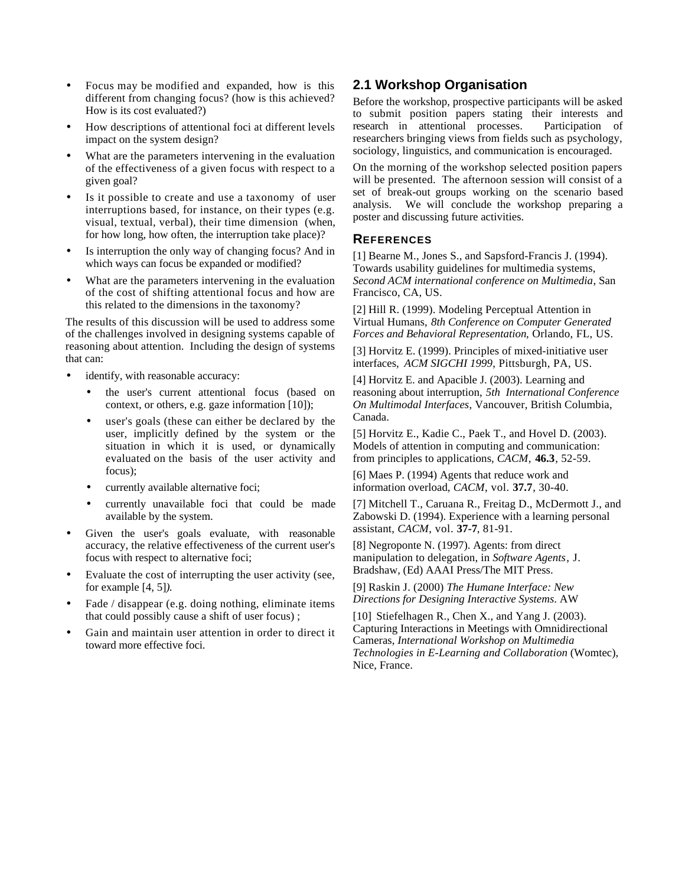- Focus may be modified and expanded, how is this different from changing focus? (how is this achieved? How is its cost evaluated?)
- How descriptions of attentional foci at different levels impact on the system design?
- What are the parameters intervening in the evaluation of the effectiveness of a given focus with respect to a given goal?
- Is it possible to create and use a taxonomy of user interruptions based, for instance, on their types (e.g. visual, textual, verbal), their time dimension (when, for how long, how often, the interruption take place)?
- Is interruption the only way of changing focus? And in which ways can focus be expanded or modified?
- What are the parameters intervening in the evaluation of the cost of shifting attentional focus and how are this related to the dimensions in the taxonomy?

The results of this discussion will be used to address some of the challenges involved in designing systems capable of reasoning about attention. Including the design of systems that can:

- identify, with reasonable accuracy:
  - the user's current attentional focus (based on context, or others, e.g. gaze information [10]);
  - user's goals (these can either be declared by the user, implicitly defined by the system or the situation in which it is used, or dynamically evaluated on the basis of the user activity and focus);
  - currently available alternative foci;
  - currently unavailable foci that could be made available by the system.
- Given the user's goals evaluate, with reasonable accuracy, the relative effectiveness of the current user's focus with respect to alternative foci;
- Evaluate the cost of interrupting the user activity (see, for example [4, 5]).
- Fade / disappear (e.g. doing nothing, eliminate items that could possibly cause a shift of user focus) ;
- Gain and maintain user attention in order to direct it toward more effective foci.

## 2.1 Workshop Organisation

Before the workshop, prospective participants will be asked to submit position papers stating their interests and research in attentional processes. Participation of researchers bringing views from fields such as psychology, sociology, linguistics, and communication is encouraged.

On the morning of the workshop selected position papers will be presented. The afternoon session will consist of a set of break-out groups working on the scenario based analysis. We will conclude the workshop preparing a poster and discussing future activities.

## REFERENCES

[1] Bearne M., Jones S., and Sapsford-Francis J. (1994). Towards usability guidelines for multimedia systems, *Second ACM international conference on Multimedia*, San Francisco, CA, US.

[2] Hill R. (1999). Modeling Perceptual Attention in Virtual Humans, *8th Conference on Computer Generated Forces and Behavioral Representation*, Orlando, FL, US.

[3] Horvitz E. (1999). Principles of mixed-initiative user interfaces, *ACM SIGCHI 1999*, Pittsburgh, PA, US.

[4] Horvitz E. and Apacible J. (2003). Learning and reasoning about interruption, *5th International Conference On Multimodal Interfaces*, Vancouver, British Columbia, Canada.

[5] Horvitz E., Kadie C., Paek T., and Hovel D. (2003). Models of attention in computing and communication: from principles to applications, *CACM*, **46.3**, 52-59.

[6] Maes P. (1994) Agents that reduce work and information overload, *CACM*, vol. **37.7**, 30-40.

[7] Mitchell T., Caruana R., Freitag D., McDermott J., and Zabowski D. (1994). Experience with a learning personal assistant, *CACM*, vol. **37-7**, 81-91.

[8] Negroponte N. (1997). Agents: from direct manipulation to delegation, in *Software Agents*, J. Bradshaw, (Ed) AAAI Press/The MIT Press.

[9] Raskin J. (2000) *The Humane Interface: New Directions for Designing Interactive Systems*. AW

[10] Stiefelhagen R., Chen X., and Yang J. (2003). Capturing Interactions in Meetings with Omnidirectional Cameras, *International Workshop on Multimedia Technologies in E-Learning and Collaboration* (Womtec), Nice, France.